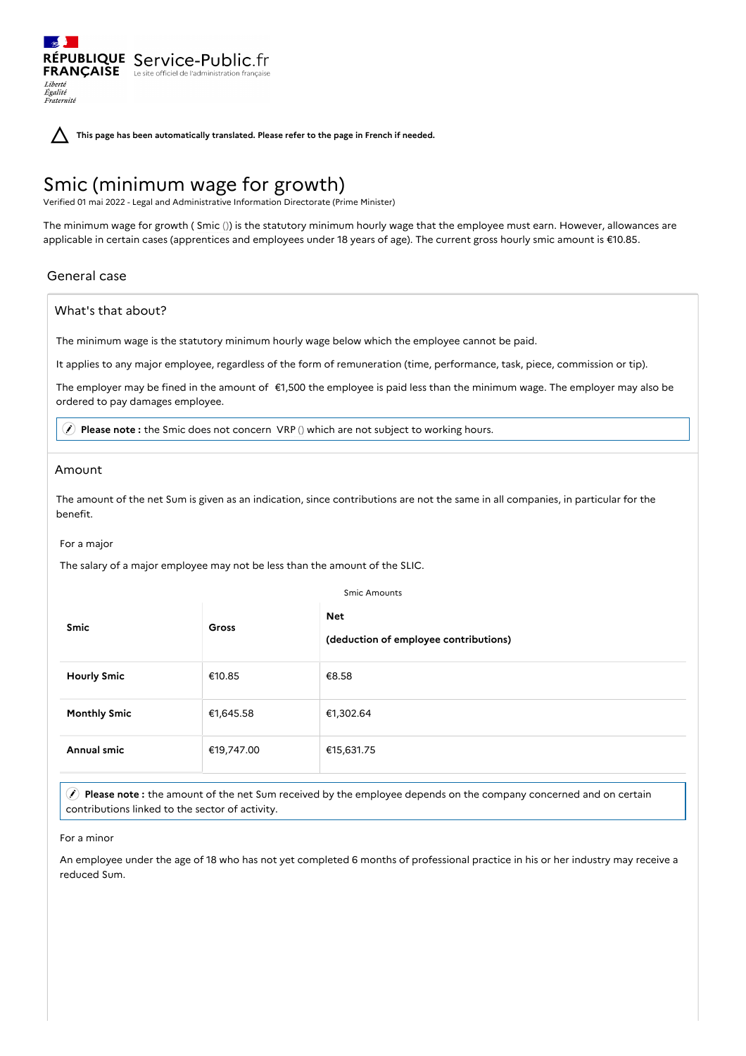RÉPUBLIQUE FRANÇAISE Service-Public.fr
Le site officiel de l'administration française

Liberté
Égalité
Fraternité

**This page has been automatically translated. Please refer to the page in French if needed.**

# Smic (minimum wage for growth)

Verified 01 mai 2022 - Legal and Administrative Information Directorate (Prime Minister)

The minimum wage for growth ( Smic ()) is the statutory minimum hourly wage that the employee must earn. However, allowances are applicable in certain cases (apprentices and employees under 18 years of age). The current gross hourly smic amount is €10.85.

## General case

### What's that about?

The minimum wage is the statutory minimum hourly wage below which the employee cannot be paid.

It applies to any major employee, regardless of the form of remuneration (time, performance, task, piece, commission or tip).

The employer may be fined in the amount of €1,500 the employee is paid less than the minimum wage. The employer may also be ordered to pay damages employee.

**Please note :** the Smic does not concern VRP () which are not subject to working hours.

### Amount

The amount of the net Sum is given as an indication, since contributions are not the same in all companies, in particular for the benefit.

For a major

The salary of a major employee may not be less than the amount of the SLIC.

Smic Amounts

| Smic | Gross | Net (deduction of employee contributions) |
|---|---|---|
| **Hourly Smic** | €10.85 | €8.58 |
| **Monthly Smic** | €1,645.58 | €1,302.64 |
| **Annual smic** | €19,747.00 | €15,631.75 |

**Please note :** the amount of the net Sum received by the employee depends on the company concerned and on certain contributions linked to the sector of activity.

For a minor

An employee under the age of 18 who has not yet completed 6 months of professional practice in his or her industry may receive a reduced Sum.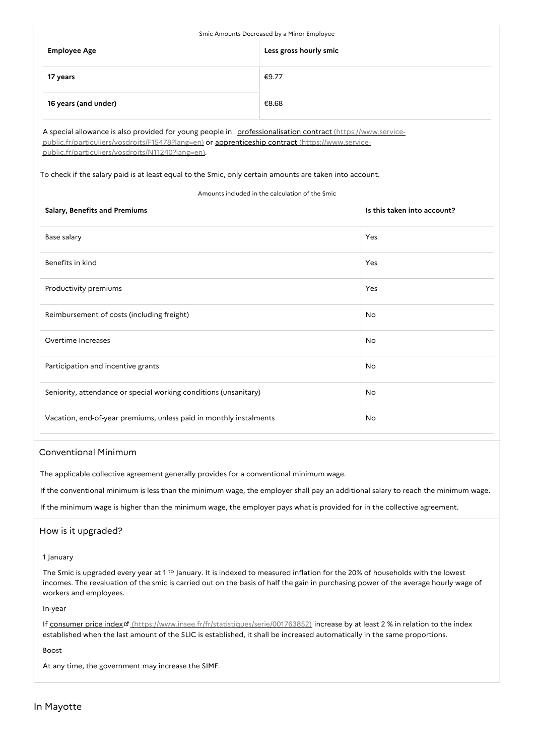Smic Amounts Decreased by a Minor Employee

| Employee Age | Less gross hourly smic |
| --- | --- |
| 17 years | €9.77 |
| 16 years (and under) | €8.68 |

A special allowance is also provided for young people in professionalisation contract (https://www.service-public.fr/particuliers/vosdroits/F15478?lang=en) or apprenticeship contract (https://www.service-public.fr/particuliers/vosdroits/N11240?lang=en).

To check if the salary paid is at least equal to the Smic, only certain amounts are taken into account.

Amounts included in the calculation of the Smic

| Salary, Benefits and Premiums | Is this taken into account? |
| --- | --- |
| Base salary | Yes |
| Benefits in kind | Yes |
| Productivity premiums | Yes |
| Reimbursement of costs (including freight) | No |
| Overtime Increases | No |
| Participation and incentive grants | No |
| Seniority, attendance or special working conditions (unsanitary) | No |
| Vacation, end-of-year premiums, unless paid in monthly instalments | No |

### Conventional Minimum

The applicable collective agreement generally provides for a conventional minimum wage.

If the conventional minimum is less than the minimum wage, the employer shall pay an additional salary to reach the minimum wage.

If the minimum wage is higher than the minimum wage, the employer pays what is provided for in the collective agreement.

### How is it upgraded?

1 January

The Smic is upgraded every year at 1 to January. It is indexed to measured inflation for the 20% of households with the lowest incomes. The revaluation of the smic is carried out on the basis of half the gain in purchasing power of the average hourly wage of workers and employees.

In-year

If consumer price index (https://www.insee.fr/fr/statistiques/serie/001763852) increase by at least 2 % in relation to the index established when the last amount of the SLIC is established, it shall be increased automatically in the same proportions.

Boost

At any time, the government may increase the SIMF.

## In Mayotte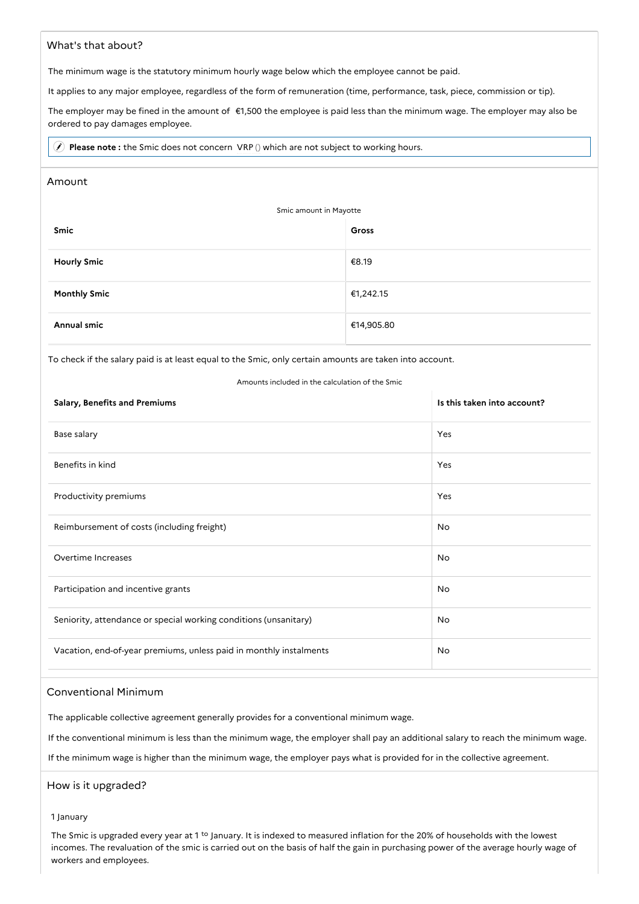## What's that about?

The minimum wage is the statutory minimum hourly wage below which the employee cannot be paid.

It applies to any major employee, regardless of the form of remuneration (time, performance, task, piece, commission or tip).

The employer may be fined in the amount of €1,500 the employee is paid less than the minimum wage. The employer may also be ordered to pay damages employee.

> **Please note :** the Smic does not concern VRP () which are not subject to working hours.

## Amount

Smic amount in Mayotte

| Smic | Gross |
|---|---|
| **Hourly Smic** | €8.19 |
| **Monthly Smic** | €1,242.15 |
| **Annual smic** | €14,905.80 |

To check if the salary paid is at least equal to the Smic, only certain amounts are taken into account.

Amounts included in the calculation of the Smic

| Salary, Benefits and Premiums | Is this taken into account? |
|---|---|
| Base salary | Yes |
| Benefits in kind | Yes |
| Productivity premiums | Yes |
| Reimbursement of costs (including freight) | No |
| Overtime Increases | No |
| Participation and incentive grants | No |
| Seniority, attendance or special working conditions (unsanitary) | No |
| Vacation, end-of-year premiums, unless paid in monthly instalments | No |

## Conventional Minimum

The applicable collective agreement generally provides for a conventional minimum wage.

If the conventional minimum is less than the minimum wage, the employer shall pay an additional salary to reach the minimum wage.

If the minimum wage is higher than the minimum wage, the employer pays what is provided for in the collective agreement.

## How is it upgraded?

1 January

The Smic is upgraded every year at 1 to January. It is indexed to measured inflation for the 20% of households with the lowest incomes. The revaluation of the smic is carried out on the basis of half the gain in purchasing power of the average hourly wage of workers and employees.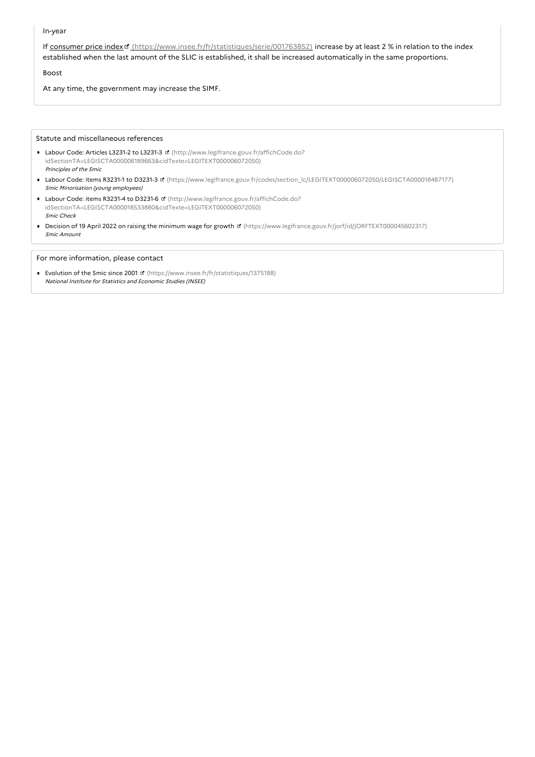In-year

If consumer price index (https://www.insee.fr/fr/statistiques/serie/001763852) increase by at least 2 % in relation to the index established when the last amount of the SLIC is established, it shall be increased automatically in the same proportions.

Boost

At any time, the government may increase the SIMF.

## Statute and miscellaneous references

- Labour Code: Articles L3231-2 to L3231-3 (http://www.legifrance.gouv.fr/affichCode.do?idSectionTA=LEGISCTA000006189663&cidTexte=LEGITEXT000006072050)
  *Principles of the Smic*
- Labour Code: items R3231-1 to D3231-3 (https://www.legifrance.gouv.fr/codes/section_lc/LEGITEXT000006072050/LEGISCTA000018487177)
  *Smic Minorisation (young employees)*
- Labour Code: items R3231-4 to D3231-6 (http://www.legifrance.gouv.fr/affichCode.do?idSectionTA=LEGISCTA000018533880&cidTexte=LEGITEXT000006072050)
  *Smic Check*
- Decision of 19 April 2022 on raising the minimum wage for growth (https://www.legifrance.gouv.fr/jorf/id/JORFTEXT000045602317)
  *Smic Amount*

## For more information, please contact

- Evolution of the Smic since 2001 (https://www.insee.fr/fr/statistiques/1375188)
  *National Institute for Statistics and Economic Studies (INSEE)*